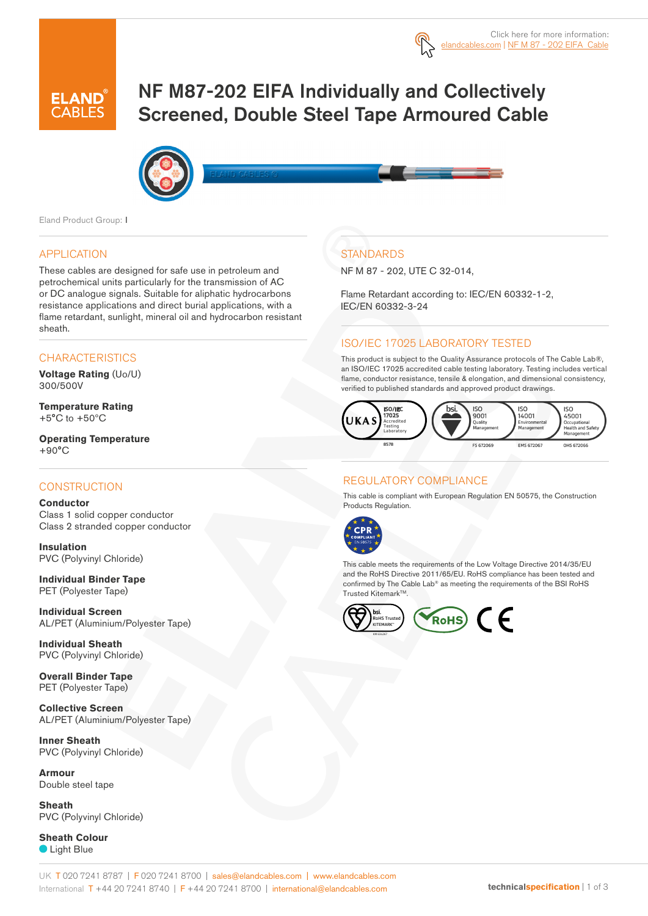Click here for more information: elandcables.com | NF M 87 - 202 EIFA Cable

# NF M87-202 EIFA Individually and Collectively Screened, Double Steel Tape Armoured Cable

Eland Product Group: I

## APPLICATION

These cables are designed for safe use in petroleum and petrochemical units particularly for the transmission of AC or DC analogue signals. Suitable for aliphatic hydrocarbons resistance applications and direct burial applications, with a flame retardant, sunlight, mineral oil and hydrocarbon resistant sheath.

## CHARACTERISTICS

**Voltage Rating** (Uo/U)
300/500V

**Temperature Rating**
+5°C to +50°C

**Operating Temperature**
+90°C

## CONSTRUCTION

**Conductor**
Class 1 solid copper conductor
Class 2 stranded copper conductor

**Insulation**
PVC (Polyvinyl Chloride)

**Individual Binder Tape**
PET (Polyester Tape)

**Individual Screen**
AL/PET (Aluminium/Polyester Tape)

**Individual Sheath**
PVC (Polyvinyl Chloride)

**Overall Binder Tape**
PET (Polyester Tape)

**Collective Screen**
AL/PET (Aluminium/Polyester Tape)

**Inner Sheath**
PVC (Polyvinyl Chloride)

**Armour**
Double steel tape

**Sheath**
PVC (Polyvinyl Chloride)

**Sheath Colour**
Light Blue

## STANDARDS

NF M 87 - 202, UTE C 32-014,

Flame Retardant according to: IEC/EN 60332-1-2, IEC/EN 60332-3-24

## ISO/IEC 17025 LABORATORY TESTED

This product is subject to the Quality Assurance protocols of The Cable Lab®, an ISO/IEC 17025 accredited cable testing laboratory. Testing includes vertical flame, conductor resistance, tensile & elongation, and dimensional consistency, verified to published standards and approved product drawings.

UKAS ISO/IEC 17025 Accredited Testing Laboratory 8578 | bsi. ISO 9001 Quality Management FS 672069 | ISO 14001 Environmental Management EMS 672067 | ISO 45001 Occupational Health and Safety Management OHS 672066

## REGULATORY COMPLIANCE

This cable is compliant with European Regulation EN 50575, the Construction Products Regulation.

CPR COMPLIANT EN 50575

This cable meets the requirements of the Low Voltage Directive 2014/35/EU and the RoHS Directive 2011/65/EU. RoHS compliance has been tested and confirmed by The Cable Lab® as meeting the requirements of the BSI RoHS Trusted Kitemark™.

bsi. RoHS Trusted KITEMARK™ | RoHS | CE

UK T 020 7241 8787 | F 020 7241 8700 | sales@elandcables.com | www.elandcables.com
International T +44 20 7241 8740 | F +44 20 7241 8700 | international@elandcables.com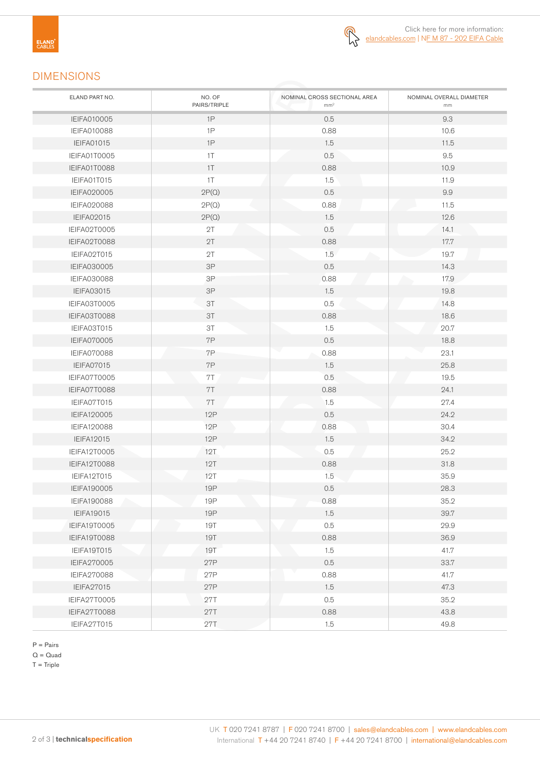Click here for more information: elandcables.com | NF M 87 - 202 EIFA Cable

## DIMENSIONS

| ELAND PART NO. | NO. OF PAIRS/TRIPLE | NOMINAL CROSS SECTIONAL AREA $mm^2$ | NOMINAL OVERALL DIAMETER mm |
|---|---|---|---|
| IEIFA010005 | 1P | 0.5 | 9.3 |
| IEIFA010088 | 1P | 0.88 | 10.6 |
| IEIFA01015 | 1P | 1.5 | 11.5 |
| IEIFA01T0005 | 1T | 0.5 | 9.5 |
| IEIFA01T0088 | 1T | 0.88 | 10.9 |
| IEIFA01T015 | 1T | 1.5 | 11.9 |
| IEIFA020005 | 2P(Q) | 0.5 | 9.9 |
| IEIFA020088 | 2P(Q) | 0.88 | 11.5 |
| IEIFA02015 | 2P(Q) | 1.5 | 12.6 |
| IEIFA02T0005 | 2T | 0.5 | 14.1 |
| IEIFA02T0088 | 2T | 0.88 | 17.7 |
| IEIFA02T015 | 2T | 1.5 | 19.7 |
| IEIFA030005 | 3P | 0.5 | 14.3 |
| IEIFA030088 | 3P | 0.88 | 17.9 |
| IEIFA03015 | 3P | 1.5 | 19.8 |
| IEIFA03T0005 | 3T | 0.5 | 14.8 |
| IEIFA03T0088 | 3T | 0.88 | 18.6 |
| IEIFA03T015 | 3T | 1.5 | 20.7 |
| IEIFA070005 | 7P | 0.5 | 18.8 |
| IEIFA070088 | 7P | 0.88 | 23.1 |
| IEIFA07015 | 7P | 1.5 | 25.8 |
| IEIFA07T0005 | 7T | 0.5 | 19.5 |
| IEIFA07T0088 | 7T | 0.88 | 24.1 |
| IEIFA07T015 | 7T | 1.5 | 27.4 |
| IEIFA120005 | 12P | 0.5 | 24.2 |
| IEIFA120088 | 12P | 0.88 | 30.4 |
| IEIFA12015 | 12P | 1.5 | 34.2 |
| IEIFA12T0005 | 12T | 0.5 | 25.2 |
| IEIFA12T0088 | 12T | 0.88 | 31.8 |
| IEIFA12T015 | 12T | 1.5 | 35.9 |
| IEIFA190005 | 19P | 0.5 | 28.3 |
| IEIFA190088 | 19P | 0.88 | 35.2 |
| IEIFA19015 | 19P | 1.5 | 39.7 |
| IEIFA19T0005 | 19T | 0.5 | 29.9 |
| IEIFA19T0088 | 19T | 0.88 | 36.9 |
| IEIFA19T015 | 19T | 1.5 | 41.7 |
| IEIFA270005 | 27P | 0.5 | 33.7 |
| IEIFA270088 | 27P | 0.88 | 41.7 |
| IEIFA27015 | 27P | 1.5 | 47.3 |
| IEIFA27T0005 | 27T | 0.5 | 35.2 |
| IEIFA27T0088 | 27T | 0.88 | 43.8 |
| IEIFA27T015 | 27T | 1.5 | 49.8 |

P = Pairs
Q = Quad
T = Triple

UK T 020 7241 8787 | F 020 7241 8700 | sales@elandcables.com | www.elandcables.com
International T +44 20 7241 8740 | F +44 20 7241 8700 | international@elandcables.com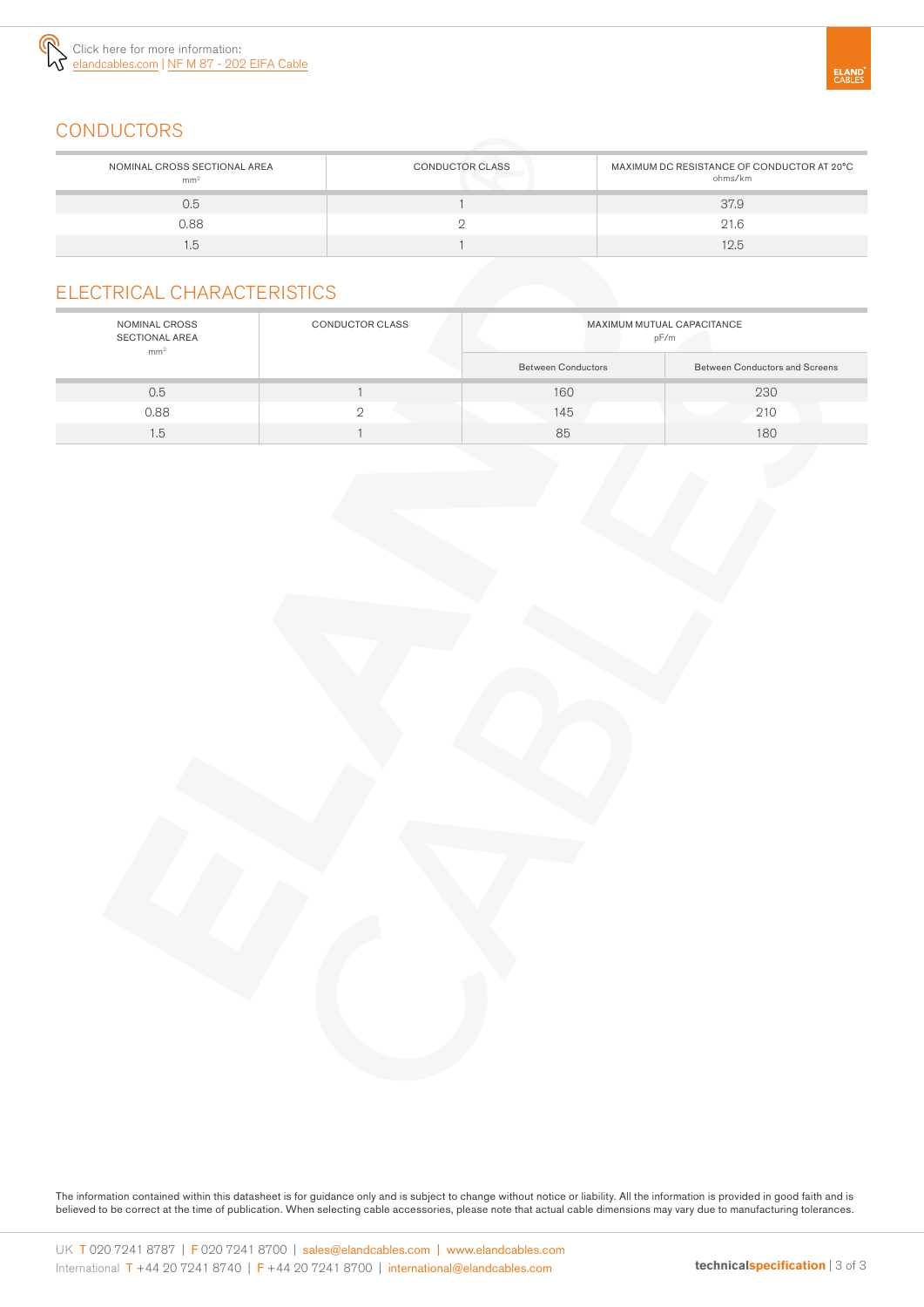Click here for more information:
elandcables.com | NF M 87 - 202 EIFA Cable

## CONDUCTORS

| NOMINAL CROSS SECTIONAL AREA mm² | CONDUCTOR CLASS | MAXIMUM DC RESISTANCE OF CONDUCTOR AT 20°C ohms/km |
|---|---|---|
| 0.5 | 1 | 37.9 |
| 0.88 | 2 | 21.6 |
| 1.5 | 1 | 12.5 |

## ELECTRICAL CHARACTERISTICS

| NOMINAL CROSS SECTIONAL AREA mm² | CONDUCTOR CLASS | MAXIMUM MUTUAL CAPACITANCE pF/m | |
|---|---|---|---|
| | | Between Conductors | Between Conductors and Screens |
| 0.5 | 1 | 160 | 230 |
| 0.88 | 2 | 145 | 210 |
| 1.5 | 1 | 85 | 180 |

The information contained within this datasheet is for guidance only and is subject to change without notice or liability. All the information is provided in good faith and is believed to be correct at the time of publication. When selecting cable accessories, please note that actual cable dimensions may vary due to manufacturing tolerances.

UK T 020 7241 8787 | F 020 7241 8700 | sales@elandcables.com | www.elandcables.com
International T +44 20 7241 8740 | F +44 20 7241 8700 | international@elandcables.com